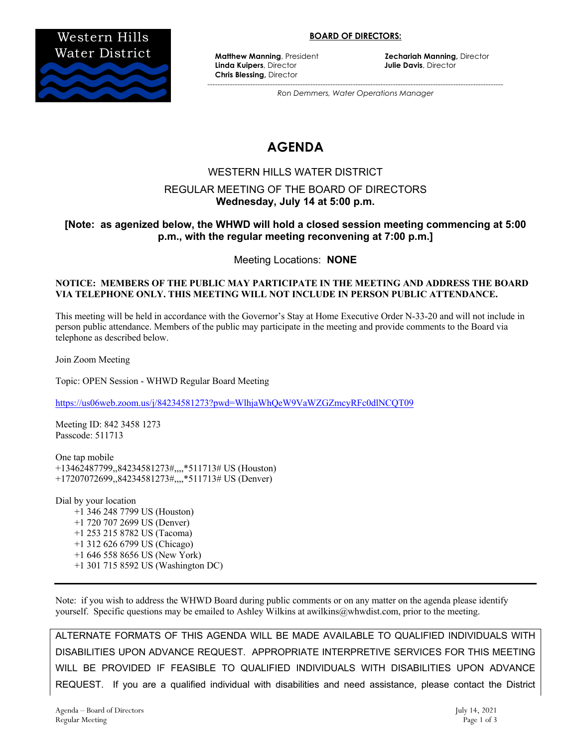Western Hills Water District

**BOARD OF DIRECTORS:**

**Matthew Manning**, President
**Linda Kuipers**, Director
**Chris Blessing**, Director
**Zechariah Manning,** Director
**Julie Davis**, Director

*Ron Demmers, Water Operations Manager*

# AGENDA

## WESTERN HILLS WATER DISTRICT

### REGULAR MEETING OF THE BOARD OF DIRECTORS
**Wednesday, July 14 at 5:00 p.m.**

**[Note: as agenized below, the WHWD will hold a closed session meeting commencing at 5:00 p.m., with the regular meeting reconvening at 7:00 p.m.]**

Meeting Locations: **NONE**

**NOTICE: MEMBERS OF THE PUBLIC MAY PARTICIPATE IN THE MEETING AND ADDRESS THE BOARD VIA TELEPHONE ONLY. THIS MEETING WILL NOT INCLUDE IN PERSON PUBLIC ATTENDANCE.**

This meeting will be held in accordance with the Governor's Stay at Home Executive Order N-33-20 and will not include in person public attendance. Members of the public may participate in the meeting and provide comments to the Board via telephone as described below.

Join Zoom Meeting

Topic: OPEN Session - WHWD Regular Board Meeting

https://us06web.zoom.us/j/84234581273?pwd=WlhjaWhQeW9VaWZGZmcyRFc0dlNCQT09

Meeting ID: 842 3458 1273
Passcode: 511713

One tap mobile
+13462487799,,84234581273#,,,,*511713# US (Houston)
+17207072699,,84234581273#,,,,*511713# US (Denver)

Dial by your location
- +1 346 248 7799 US (Houston)
- +1 720 707 2699 US (Denver)
- +1 253 215 8782 US (Tacoma)
- +1 312 626 6799 US (Chicago)
- +1 646 558 8656 US (New York)
- +1 301 715 8592 US (Washington DC)

---

Note: if you wish to address the WHWD Board during public comments or on any matter on the agenda please identify yourself. Specific questions may be emailed to Ashley Wilkins at awilkins@whwdist.com, prior to the meeting.

ALTERNATE FORMATS OF THIS AGENDA WILL BE MADE AVAILABLE TO QUALIFIED INDIVIDUALS WITH DISABILITIES UPON ADVANCE REQUEST. APPROPRIATE INTERPRETIVE SERVICES FOR THIS MEETING WILL BE PROVIDED IF FEASIBLE TO QUALIFIED INDIVIDUALS WITH DISABILITIES UPON ADVANCE REQUEST. If you are a qualified individual with disabilities and need assistance, please contact the District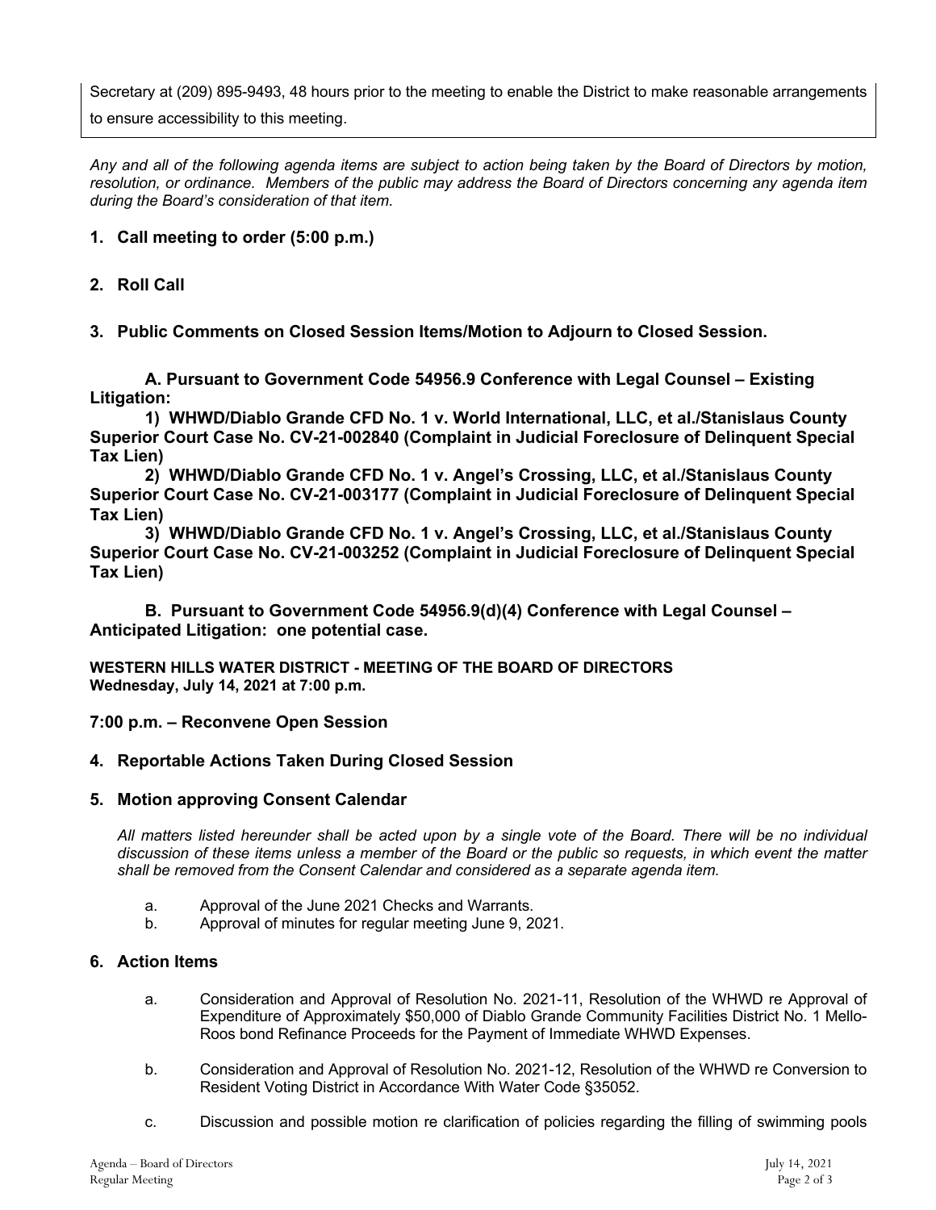Secretary at (209) 895-9493, 48 hours prior to the meeting to enable the District to make reasonable arrangements to ensure accessibility to this meeting.

*Any and all of the following agenda items are subject to action being taken by the Board of Directors by motion, resolution, or ordinance. Members of the public may address the Board of Directors concerning any agenda item during the Board's consideration of that item.*

## 1. Call meeting to order (5:00 p.m.)

## 2. Roll Call

## 3. Public Comments on Closed Session Items/Motion to Adjourn to Closed Session.

**A. Pursuant to Government Code 54956.9 Conference with Legal Counsel – Existing Litigation:**

**1) WHWD/Diablo Grande CFD No. 1 v. World International, LLC, et al./Stanislaus County Superior Court Case No. CV-21-002840 (Complaint in Judicial Foreclosure of Delinquent Special Tax Lien)**

**2) WHWD/Diablo Grande CFD No. 1 v. Angel's Crossing, LLC, et al./Stanislaus County Superior Court Case No. CV-21-003177 (Complaint in Judicial Foreclosure of Delinquent Special Tax Lien)**

**3) WHWD/Diablo Grande CFD No. 1 v. Angel's Crossing, LLC, et al./Stanislaus County Superior Court Case No. CV-21-003252 (Complaint in Judicial Foreclosure of Delinquent Special Tax Lien)**

**B. Pursuant to Government Code 54956.9(d)(4) Conference with Legal Counsel – Anticipated Litigation: one potential case.**

**WESTERN HILLS WATER DISTRICT - MEETING OF THE BOARD OF DIRECTORS**
**Wednesday, July 14, 2021 at 7:00 p.m.**

## 7:00 p.m. – Reconvene Open Session

## 4. Reportable Actions Taken During Closed Session

## 5. Motion approving Consent Calendar

*All matters listed hereunder shall be acted upon by a single vote of the Board. There will be no individual discussion of these items unless a member of the Board or the public so requests, in which event the matter shall be removed from the Consent Calendar and considered as a separate agenda item.*

a. Approval of the June 2021 Checks and Warrants.
b. Approval of minutes for regular meeting June 9, 2021.

## 6. Action Items

a. Consideration and Approval of Resolution No. 2021-11, Resolution of the WHWD re Approval of Expenditure of Approximately $50,000 of Diablo Grande Community Facilities District No. 1 Mello-Roos bond Refinance Proceeds for the Payment of Immediate WHWD Expenses.

b. Consideration and Approval of Resolution No. 2021-12, Resolution of the WHWD re Conversion to Resident Voting District in Accordance With Water Code §35052.

c. Discussion and possible motion re clarification of policies regarding the filling of swimming pools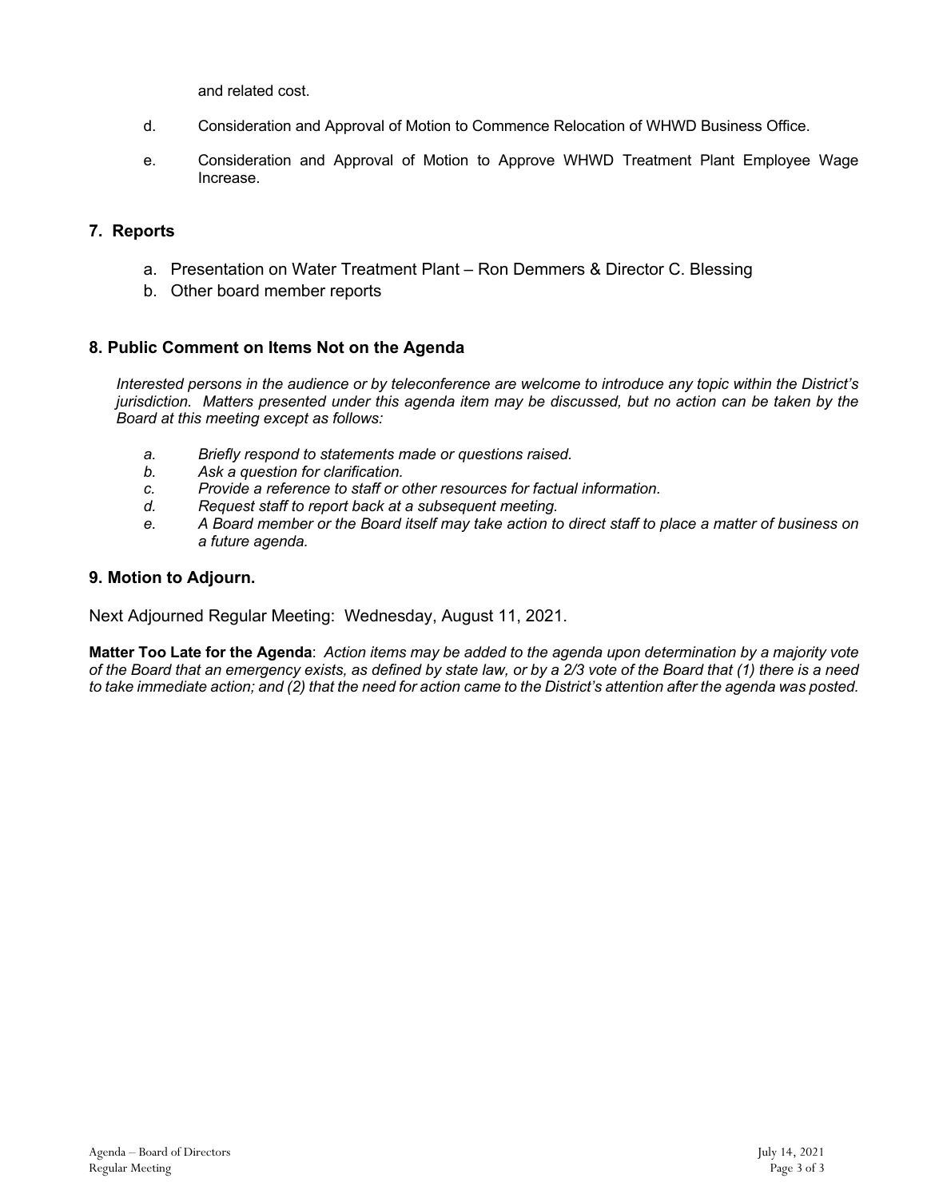and related cost.

d. Consideration and Approval of Motion to Commence Relocation of WHWD Business Office.

e. Consideration and Approval of Motion to Approve WHWD Treatment Plant Employee Wage Increase.

## 7. Reports

a. Presentation on Water Treatment Plant – Ron Demmers & Director C. Blessing
b. Other board member reports

## 8. Public Comment on Items Not on the Agenda

*Interested persons in the audience or by teleconference are welcome to introduce any topic within the District's jurisdiction. Matters presented under this agenda item may be discussed, but no action can be taken by the Board at this meeting except as follows:*

*a. Briefly respond to statements made or questions raised.*
*b. Ask a question for clarification.*
*c. Provide a reference to staff or other resources for factual information.*
*d. Request staff to report back at a subsequent meeting.*
*e. A Board member or the Board itself may take action to direct staff to place a matter of business on a future agenda.*

## 9. Motion to Adjourn.

Next Adjourned Regular Meeting: Wednesday, August 11, 2021.

**Matter Too Late for the Agenda**: *Action items may be added to the agenda upon determination by a majority vote of the Board that an emergency exists, as defined by state law, or by a 2/3 vote of the Board that (1) there is a need to take immediate action; and (2) that the need for action came to the District's attention after the agenda was posted.*